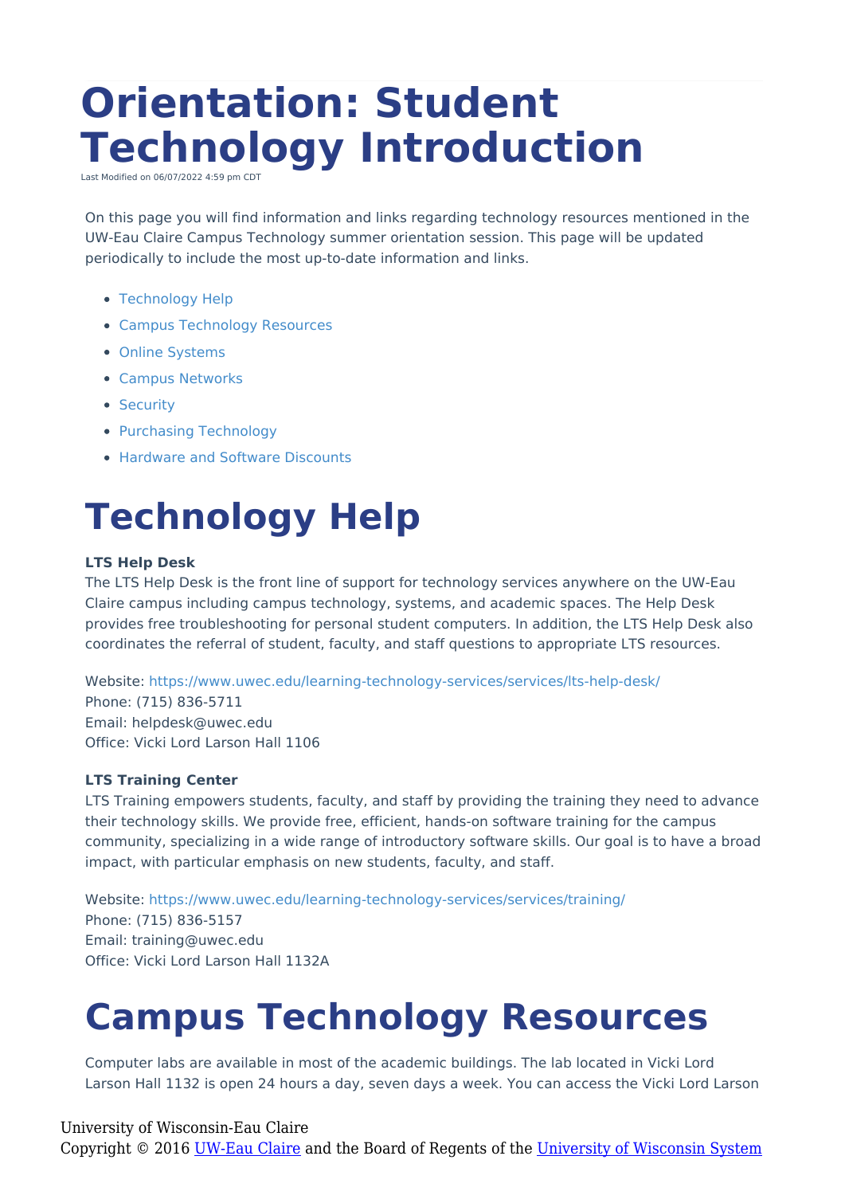# Orientation: Student Technology Introduction

Last Modified on 06/07/2022 4:59 pm CDT

On this page you will find information and links regarding technology resources mentioned in the UW-Eau Claire Campus Technology summer orientation session. This page will be updated periodically to include the most up-to-date information and links.

- Technology Help
- Campus Technology Resources
- Online Systems
- Campus Networks
- Security
- Purchasing Technology
- Hardware and Software Discounts

# Technology Help

**LTS Help Desk**
The LTS Help Desk is the front line of support for technology services anywhere on the UW-Eau Claire campus including campus technology, systems, and academic spaces. The Help Desk provides free troubleshooting for personal student computers. In addition, the LTS Help Desk also coordinates the referral of student, faculty, and staff questions to appropriate LTS resources.

Website: https://www.uwec.edu/learning-technology-services/services/lts-help-desk/
Phone: (715) 836-5711
Email: helpdesk@uwec.edu
Office: Vicki Lord Larson Hall 1106

**LTS Training Center**
LTS Training empowers students, faculty, and staff by providing the training they need to advance their technology skills. We provide free, efficient, hands-on software training for the campus community, specializing in a wide range of introductory software skills. Our goal is to have a broad impact, with particular emphasis on new students, faculty, and staff.

Website: https://www.uwec.edu/learning-technology-services/services/training/
Phone: (715) 836-5157
Email: training@uwec.edu
Office: Vicki Lord Larson Hall 1132A

# Campus Technology Resources

Computer labs are available in most of the academic buildings. The lab located in Vicki Lord Larson Hall 1132 is open 24 hours a day, seven days a week. You can access the Vicki Lord Larson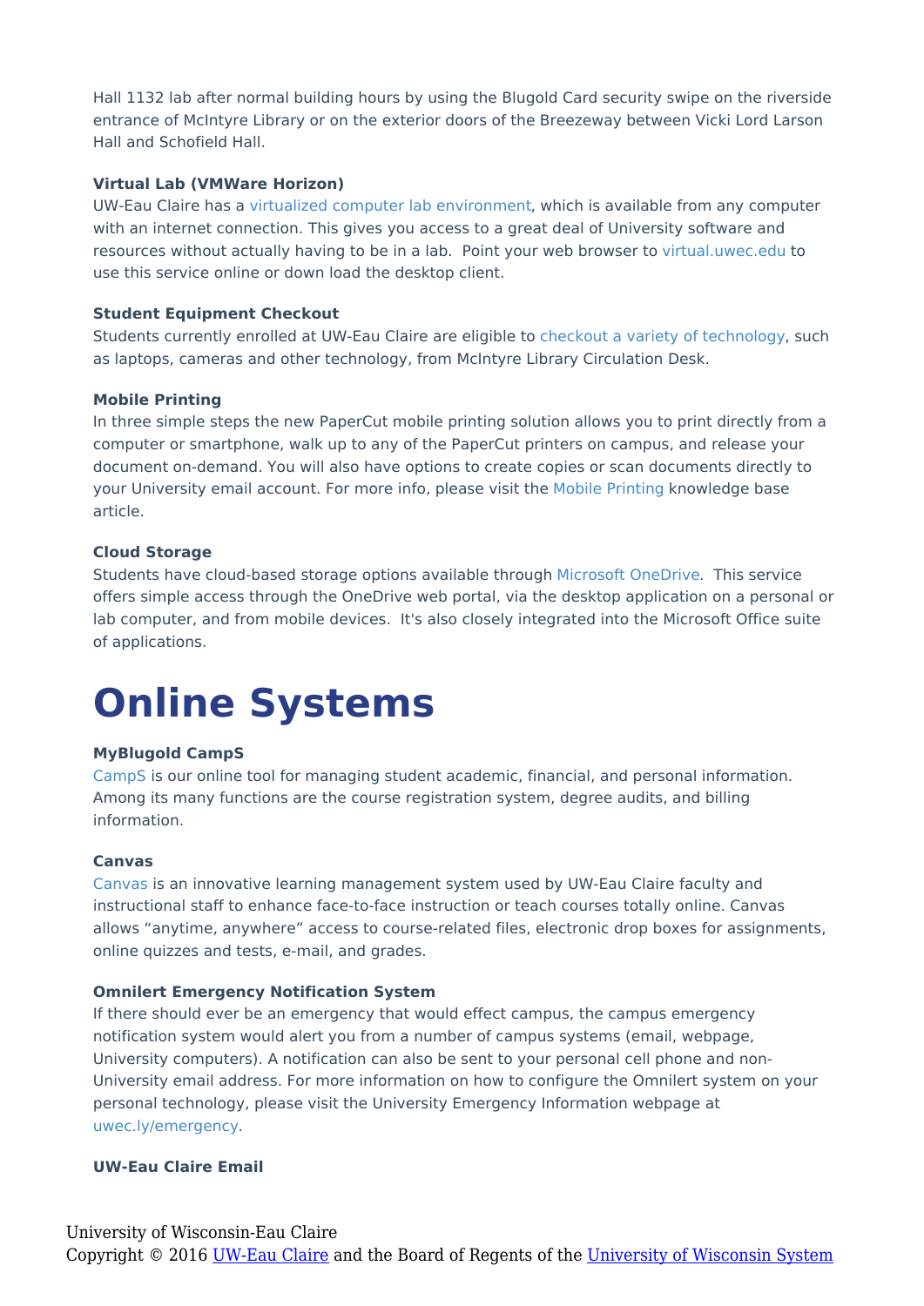Hall 1132 lab after normal building hours by using the Blugold Card security swipe on the riverside entrance of McIntyre Library or on the exterior doors of the Breezeway between Vicki Lord Larson Hall and Schofield Hall.

**Virtual Lab (VMWare Horizon)**

UW-Eau Claire has a virtualized computer lab environment, which is available from any computer with an internet connection. This gives you access to a great deal of University software and resources without actually having to be in a lab. Point your web browser to virtual.uwec.edu to use this service online or down load the desktop client.

**Student Equipment Checkout**

Students currently enrolled at UW-Eau Claire are eligible to checkout a variety of technology, such as laptops, cameras and other technology, from McIntyre Library Circulation Desk.

**Mobile Printing**

In three simple steps the new PaperCut mobile printing solution allows you to print directly from a computer or smartphone, walk up to any of the PaperCut printers on campus, and release your document on-demand. You will also have options to create copies or scan documents directly to your University email account. For more info, please visit the Mobile Printing knowledge base article.

**Cloud Storage**

Students have cloud-based storage options available through Microsoft OneDrive. This service offers simple access through the OneDrive web portal, via the desktop application on a personal or lab computer, and from mobile devices. It's also closely integrated into the Microsoft Office suite of applications.

# Online Systems

**MyBlugold CampS**

CampS is our online tool for managing student academic, financial, and personal information. Among its many functions are the course registration system, degree audits, and billing information.

**Canvas**

Canvas is an innovative learning management system used by UW-Eau Claire faculty and instructional staff to enhance face-to-face instruction or teach courses totally online. Canvas allows “anytime, anywhere” access to course-related files, electronic drop boxes for assignments, online quizzes and tests, e-mail, and grades.

**Omnilert Emergency Notification System**

If there should ever be an emergency that would effect campus, the campus emergency notification system would alert you from a number of campus systems (email, webpage, University computers). A notification can also be sent to your personal cell phone and non-University email address. For more information on how to configure the Omnilert system on your personal technology, please visit the University Emergency Information webpage at uwec.ly/emergency.

**UW-Eau Claire Email**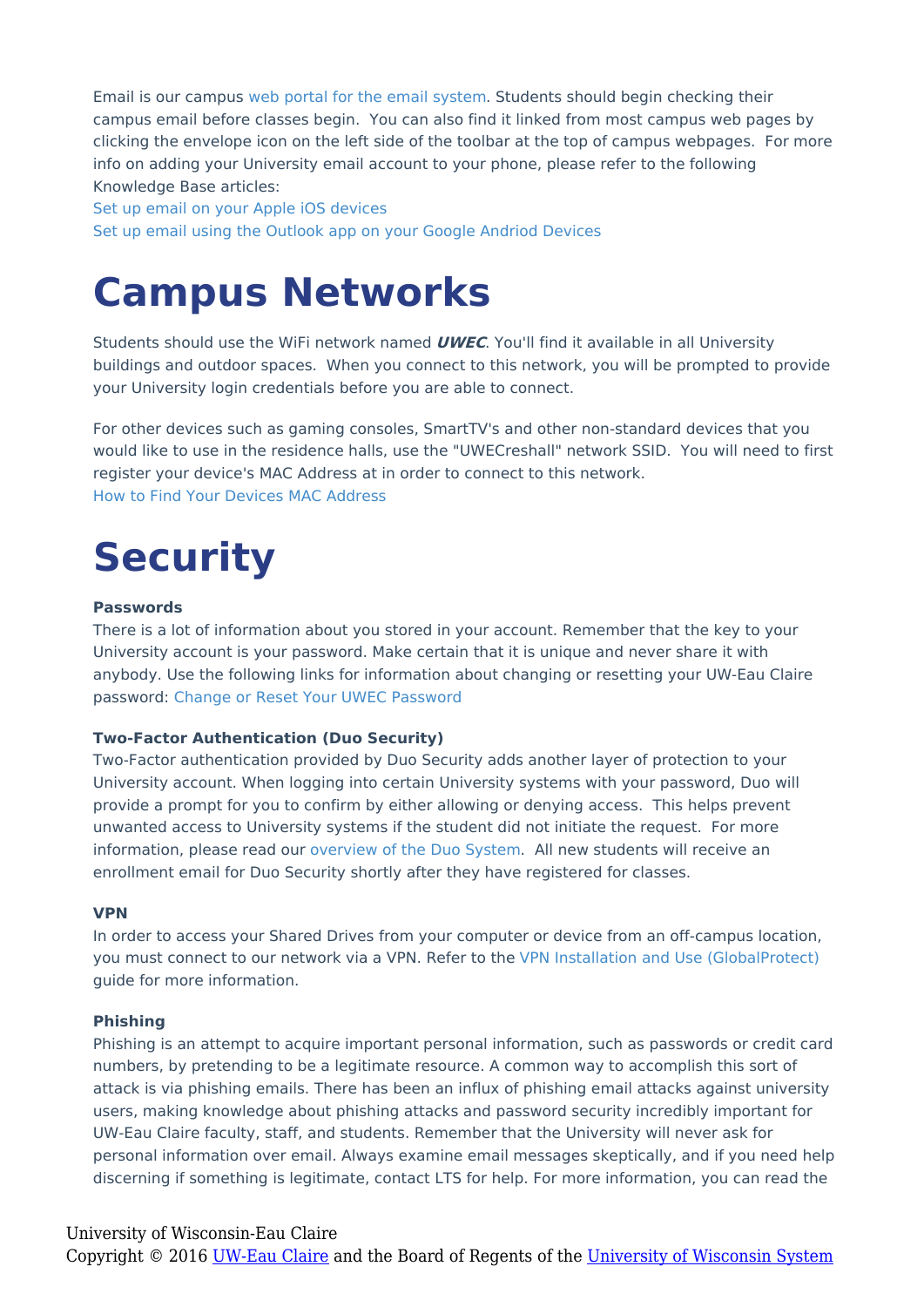Email is our campus web portal for the email system. Students should begin checking their campus email before classes begin. You can also find it linked from most campus web pages by clicking the envelope icon on the left side of the toolbar at the top of campus webpages. For more info on adding your University email account to your phone, please refer to the following Knowledge Base articles:

Set up email on your Apple iOS devices
Set up email using the Outlook app on your Google Andriod Devices

# Campus Networks

Students should use the WiFi network named ***UWEC***. You'll find it available in all University buildings and outdoor spaces. When you connect to this network, you will be prompted to provide your University login credentials before you are able to connect.

For other devices such as gaming consoles, SmartTV's and other non-standard devices that you would like to use in the residence halls, use the "UWECreshall" network SSID. You will need to first register your device's MAC Address at in order to connect to this network.
How to Find Your Devices MAC Address

# Security

**Passwords**
There is a lot of information about you stored in your account. Remember that the key to your University account is your password. Make certain that it is unique and never share it with anybody. Use the following links for information about changing or resetting your UW-Eau Claire password: Change or Reset Your UWEC Password

**Two-Factor Authentication (Duo Security)**
Two-Factor authentication provided by Duo Security adds another layer of protection to your University account. When logging into certain University systems with your password, Duo will provide a prompt for you to confirm by either allowing or denying access. This helps prevent unwanted access to University systems if the student did not initiate the request. For more information, please read our overview of the Duo System. All new students will receive an enrollment email for Duo Security shortly after they have registered for classes.

**VPN**
In order to access your Shared Drives from your computer or device from an off-campus location, you must connect to our network via a VPN. Refer to the VPN Installation and Use (GlobalProtect) guide for more information.

**Phishing**
Phishing is an attempt to acquire important personal information, such as passwords or credit card numbers, by pretending to be a legitimate resource. A common way to accomplish this sort of attack is via phishing emails. There has been an influx of phishing email attacks against university users, making knowledge about phishing attacks and password security incredibly important for UW-Eau Claire faculty, staff, and students. Remember that the University will never ask for personal information over email. Always examine email messages skeptically, and if you need help discerning if something is legitimate, contact LTS for help. For more information, you can read the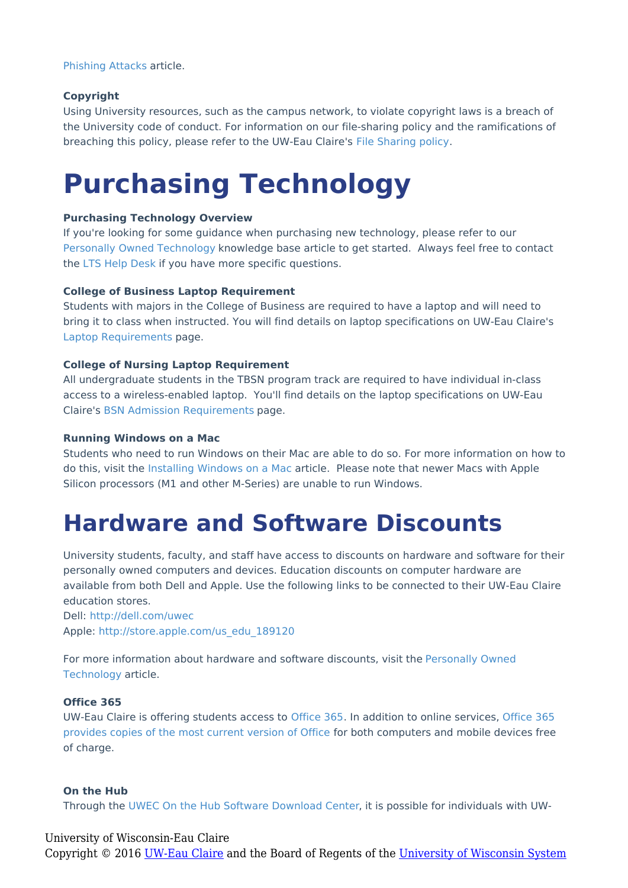Phishing Attacks article.

**Copyright**
Using University resources, such as the campus network, to violate copyright laws is a breach of the University code of conduct. For information on our file-sharing policy and the ramifications of breaching this policy, please refer to the UW-Eau Claire's File Sharing policy.

# Purchasing Technology

**Purchasing Technology Overview**
If you're looking for some guidance when purchasing new technology, please refer to our Personally Owned Technology knowledge base article to get started.  Always feel free to contact the LTS Help Desk if you have more specific questions.

**College of Business Laptop Requirement**
Students with majors in the College of Business are required to have a laptop and will need to bring it to class when instructed. You will find details on laptop specifications on UW-Eau Claire's Laptop Requirements page.

**College of Nursing Laptop Requirement**
All undergraduate students in the TBSN program track are required to have individual in-class access to a wireless-enabled laptop.  You'll find details on the laptop specifications on UW-Eau Claire's BSN Admission Requirements page.

**Running Windows on a Mac**
Students who need to run Windows on their Mac are able to do so. For more information on how to do this, visit the Installing Windows on a Mac article.  Please note that newer Macs with Apple Silicon processors (M1 and other M-Series) are unable to run Windows.

# Hardware and Software Discounts

University students, faculty, and staff have access to discounts on hardware and software for their personally owned computers and devices. Education discounts on computer hardware are available from both Dell and Apple. Use the following links to be connected to their UW-Eau Claire education stores.
Dell: http://dell.com/uwec
Apple: http://store.apple.com/us_edu_189120

For more information about hardware and software discounts, visit the Personally Owned Technology article.

**Office 365**
UW-Eau Claire is offering students access to Office 365. In addition to online services, Office 365 provides copies of the most current version of Office for both computers and mobile devices free of charge.

**On the Hub**
Through the UWEC On the Hub Software Download Center, it is possible for individuals with UW-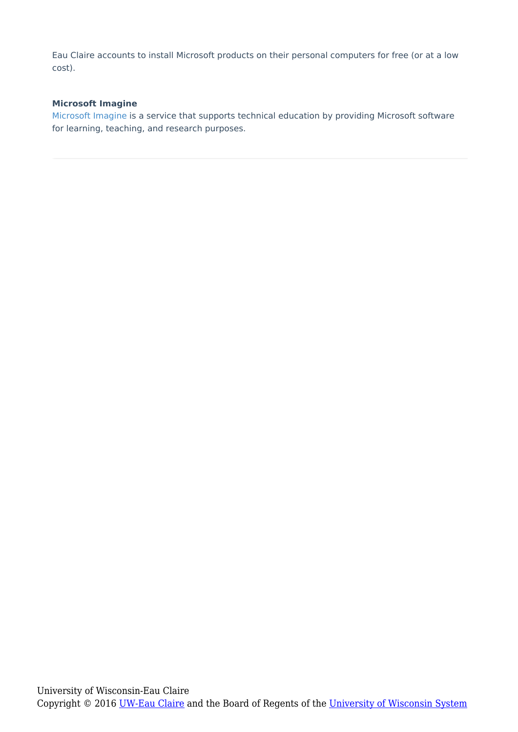Eau Claire accounts to install Microsoft products on their personal computers for free (or at a low cost).

**Microsoft Imagine**

Microsoft Imagine is a service that supports technical education by providing Microsoft software for learning, teaching, and research purposes.

---

University of Wisconsin-Eau Claire
Copyright © 2016 UW-Eau Claire and the Board of Regents of the University of Wisconsin System